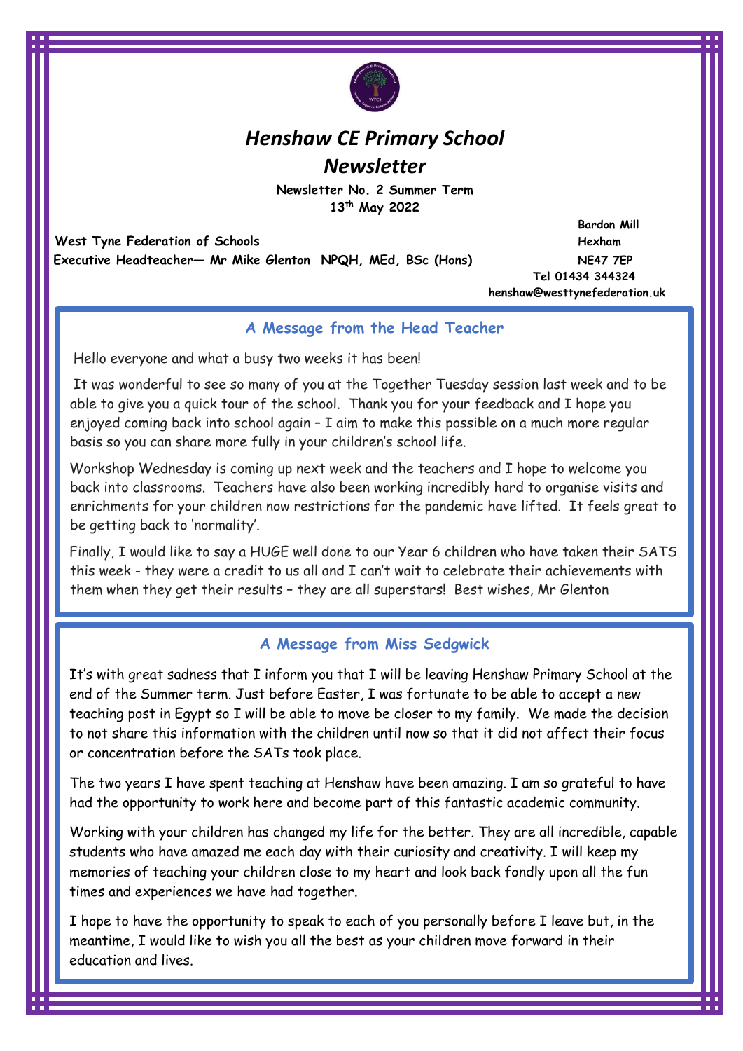# *Henshaw CE Primary School Newsletter*

**Newsletter No. 2 Summer Term**
**13th May 2022**

**West Tyne Federation of Schools**
**Executive Headteacher— Mr Mike Glenton NPQH, MEd, BSc (Hons)**

**Bardon Mill**
**Hexham**
**NE47 7EP**
**Tel 01434 344324**
**henshaw@westtynefederation.uk**

## A Message from the Head Teacher

Hello everyone and what a busy two weeks it has been!

It was wonderful to see so many of you at the Together Tuesday session last week and to be able to give you a quick tour of the school. Thank you for your feedback and I hope you enjoyed coming back into school again – I aim to make this possible on a much more regular basis so you can share more fully in your children's school life.

Workshop Wednesday is coming up next week and the teachers and I hope to welcome you back into classrooms. Teachers have also been working incredibly hard to organise visits and enrichments for your children now restrictions for the pandemic have lifted. It feels great to be getting back to 'normality'.

Finally, I would like to say a HUGE well done to our Year 6 children who have taken their SATS this week - they were a credit to us all and I can't wait to celebrate their achievements with them when they get their results – they are all superstars! Best wishes, Mr Glenton

## A Message from Miss Sedgwick

It's with great sadness that I inform you that I will be leaving Henshaw Primary School at the end of the Summer term. Just before Easter, I was fortunate to be able to accept a new teaching post in Egypt so I will be able to move be closer to my family. We made the decision to not share this information with the children until now so that it did not affect their focus or concentration before the SATs took place.

The two years I have spent teaching at Henshaw have been amazing. I am so grateful to have had the opportunity to work here and become part of this fantastic academic community.

Working with your children has changed my life for the better. They are all incredible, capable students who have amazed me each day with their curiosity and creativity. I will keep my memories of teaching your children close to my heart and look back fondly upon all the fun times and experiences we have had together.

I hope to have the opportunity to speak to each of you personally before I leave but, in the meantime, I would like to wish you all the best as your children move forward in their education and lives.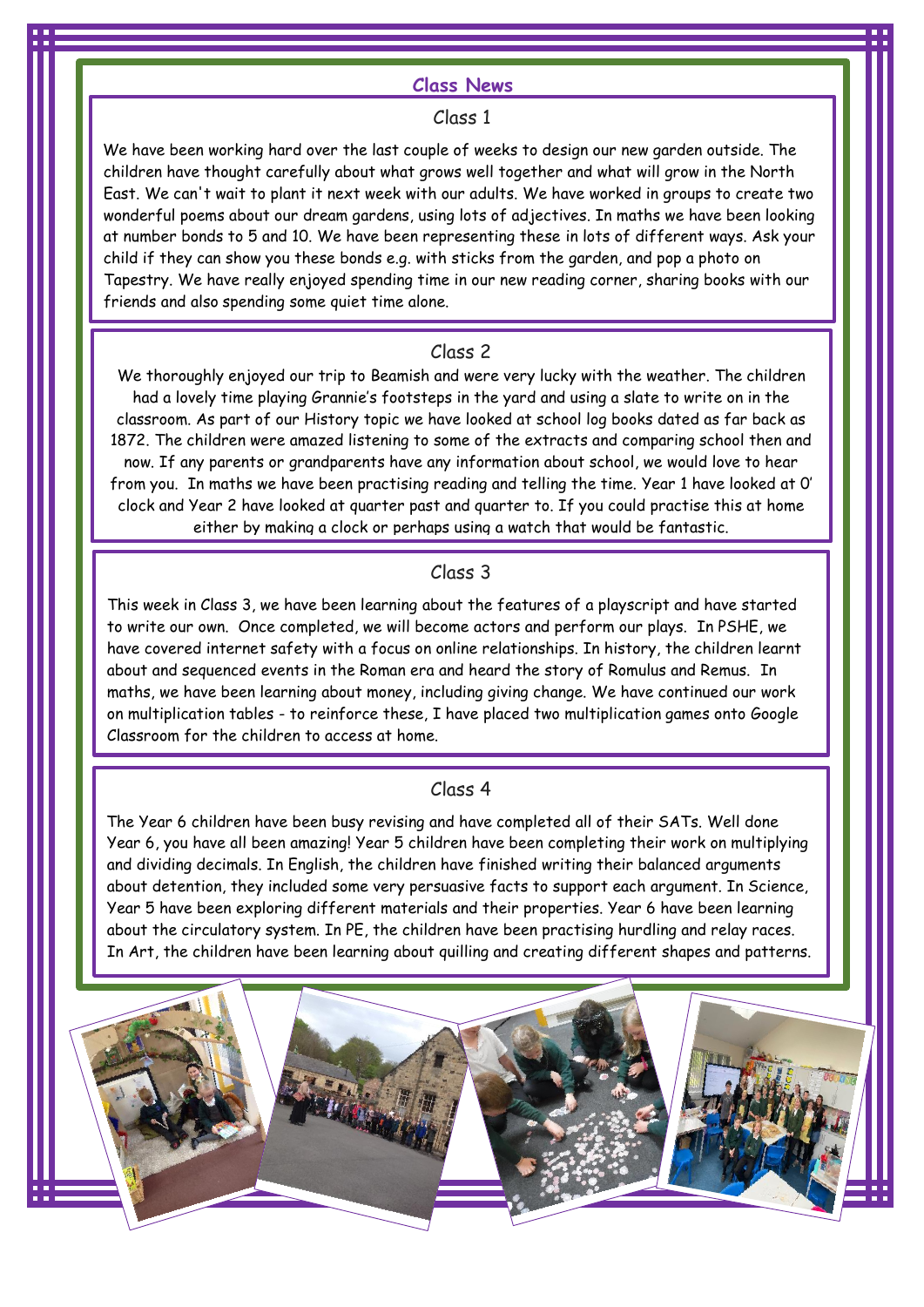# Class News

## Class 1

We have been working hard over the last couple of weeks to design our new garden outside. The children have thought carefully about what grows well together and what will grow in the North East. We can't wait to plant it next week with our adults. We have worked in groups to create two wonderful poems about our dream gardens, using lots of adjectives. In maths we have been looking at number bonds to 5 and 10. We have been representing these in lots of different ways. Ask your child if they can show you these bonds e.g. with sticks from the garden, and pop a photo on Tapestry. We have really enjoyed spending time in our new reading corner, sharing books with our friends and also spending some quiet time alone.

## Class 2

We thoroughly enjoyed our trip to Beamish and were very lucky with the weather. The children had a lovely time playing Grannie's footsteps in the yard and using a slate to write on in the classroom. As part of our History topic we have looked at school log books dated as far back as 1872. The children were amazed listening to some of the extracts and comparing school then and now. If any parents or grandparents have any information about school, we would love to hear from you. In maths we have been practising reading and telling the time. Year 1 have looked at O' clock and Year 2 have looked at quarter past and quarter to. If you could practise this at home either by making a clock or perhaps using a watch that would be fantastic.

## Class 3

This week in Class 3, we have been learning about the features of a playscript and have started to write our own. Once completed, we will become actors and perform our plays. In PSHE, we have covered internet safety with a focus on online relationships. In history, the children learnt about and sequenced events in the Roman era and heard the story of Romulus and Remus. In maths, we have been learning about money, including giving change. We have continued our work on multiplication tables - to reinforce these, I have placed two multiplication games onto Google Classroom for the children to access at home.

## Class 4

The Year 6 children have been busy revising and have completed all of their SATs. Well done Year 6, you have all been amazing! Year 5 children have been completing their work on multiplying and dividing decimals. In English, the children have finished writing their balanced arguments about detention, they included some very persuasive facts to support each argument. In Science, Year 5 have been exploring different materials and their properties. Year 6 have been learning about the circulatory system. In PE, the children have been practising hurdling and relay races. In Art, the children have been learning about quilling and creating different shapes and patterns.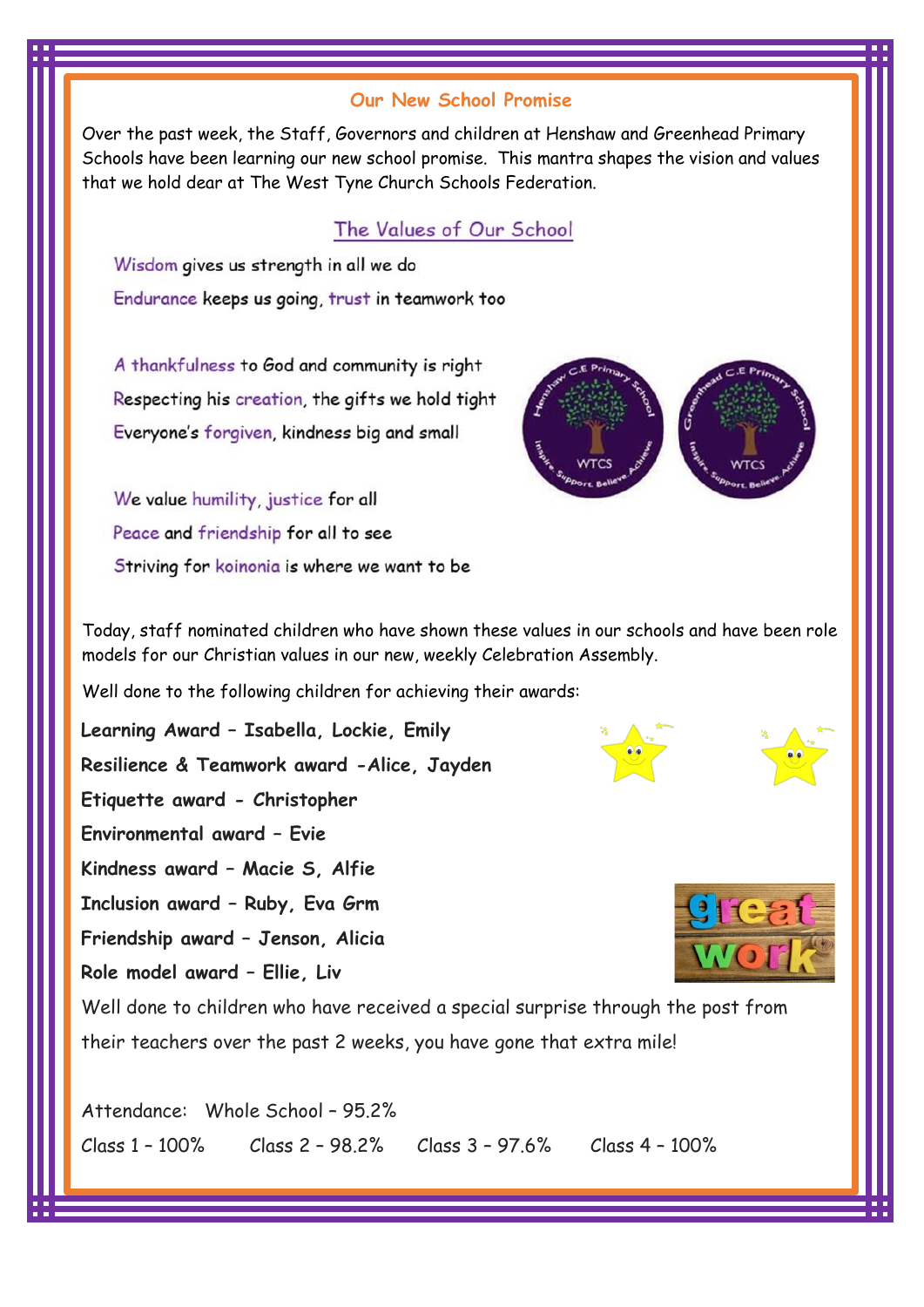## Our New School Promise

Over the past week, the Staff, Governors and children at Henshaw and Greenhead Primary Schools have been learning our new school promise. This mantra shapes the vision and values that we hold dear at The West Tyne Church Schools Federation.

### The Values of Our School

Wisdom gives us strength in all we do
Endurance keeps us going, trust in teamwork too

A thankfulness to God and community is right
Respecting his creation, the gifts we hold tight
Everyone's forgiven, kindness big and small

We value humility, justice for all
Peace and friendship for all to see
Striving for koinonia is where we want to be

Today, staff nominated children who have shown these values in our schools and have been role models for our Christian values in our new, weekly Celebration Assembly.

Well done to the following children for achieving their awards:

**Learning Award – Isabella, Lockie, Emily**
**Resilience & Teamwork award -Alice, Jayden**
**Etiquette award - Christopher**
**Environmental award – Evie**
**Kindness award – Macie S, Alfie**
**Inclusion award – Ruby, Eva Grm**
**Friendship award – Jenson, Alicia**
**Role model award – Ellie, Liv**

Well done to children who have received a special surprise through the post from their teachers over the past 2 weeks, you have gone that extra mile!

Attendance: Whole School – 95.2%

Class 1 – 100% Class 2 – 98.2% Class 3 – 97.6% Class 4 – 100%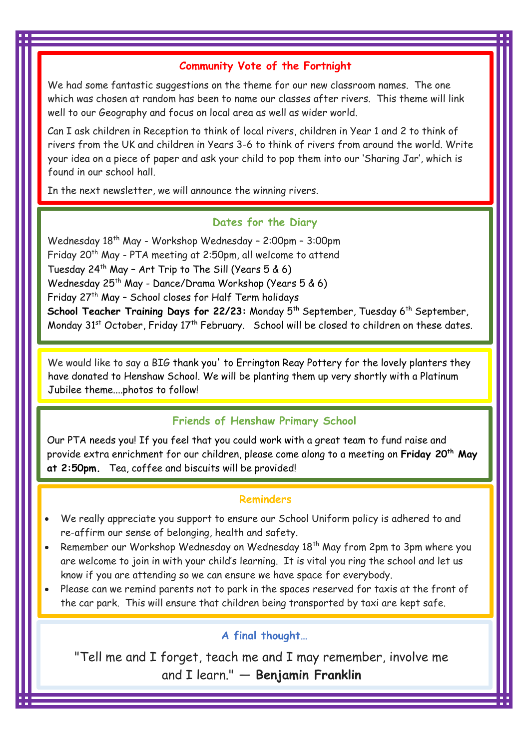## Community Vote of the Fortnight

We had some fantastic suggestions on the theme for our new classroom names. The one which was chosen at random has been to name our classes after rivers. This theme will link well to our Geography and focus on local area as well as wider world.

Can I ask children in Reception to think of local rivers, children in Year 1 and 2 to think of rivers from the UK and children in Years 3-6 to think of rivers from around the world. Write your idea on a piece of paper and ask your child to pop them into our 'Sharing Jar', which is found in our school hall.

In the next newsletter, we will announce the winning rivers.

## Dates for the Diary

Wednesday 18th May - Workshop Wednesday – 2:00pm – 3:00pm
Friday 20th May - PTA meeting at 2:50pm, all welcome to attend
Tuesday 24th May – Art Trip to The Sill (Years 5 & 6)
Wednesday 25th May - Dance/Drama Workshop (Years 5 & 6)
Friday 27th May – School closes for Half Term holidays
**School Teacher Training Days for 22/23:** Monday 5th September, Tuesday 6th September, Monday 31st October, Friday 17th February. School will be closed to children on these dates.

We would like to say a BIG thank you' to Errington Reay Pottery for the lovely planters they have donated to Henshaw School. We will be planting them up very shortly with a Platinum Jubilee theme....photos to follow!

## Friends of Henshaw Primary School

Our PTA needs you! If you feel that you could work with a great team to fund raise and provide extra enrichment for our children, please come along to a meeting on **Friday 20th May at 2:50pm.** Tea, coffee and biscuits will be provided!

## Reminders

- We really appreciate you support to ensure our School Uniform policy is adhered to and re-affirm our sense of belonging, health and safety.
- Remember our Workshop Wednesday on Wednesday 18th May from 2pm to 3pm where you are welcome to join in with your child's learning. It is vital you ring the school and let us know if you are attending so we can ensure we have space for everybody.
- Please can we remind parents not to park in the spaces reserved for taxis at the front of the car park. This will ensure that children being transported by taxi are kept safe.

## A final thought…

"Tell me and I forget, teach me and I may remember, involve me and I learn." — **Benjamin Franklin**